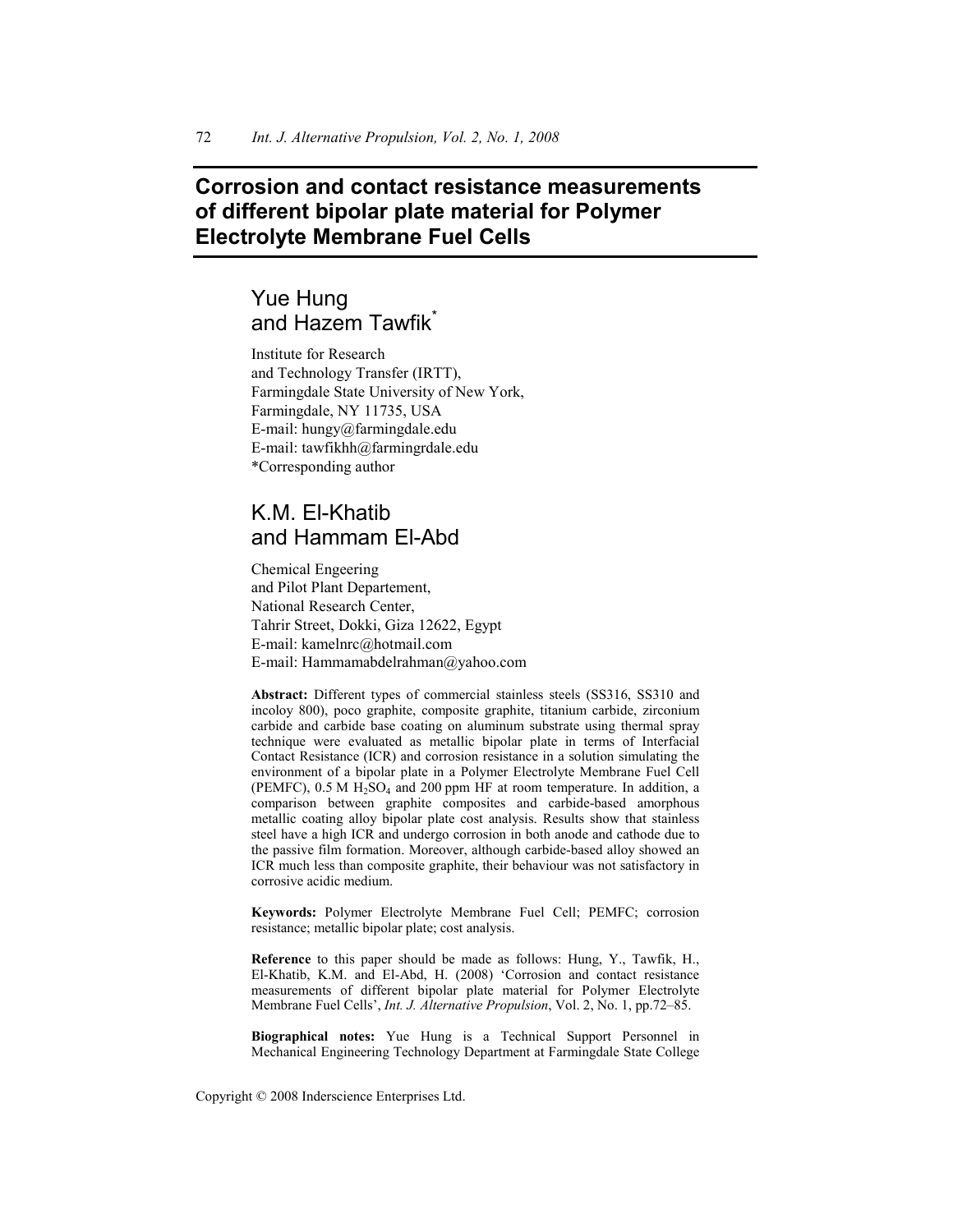# Corrosion and contact resistance measurements of different bipolar plate material for Polymer Electrolyte Membrane Fuel Cells

## Yue Hung and Hazem Tawfik*

Institute for Research
and Technology Transfer (IRTT),
Farmingdale State University of New York,
Farmingdale, NY 11735, USA
E-mail: hungy@farmingdale.edu
E-mail: tawfikhh@farmingrdale.edu
*Corresponding author

## K.M. El-Khatib and Hammam El-Abd

Chemical Engeering
and Pilot Plant Departement,
National Research Center,
Tahrir Street, Dokki, Giza 12622, Egypt
E-mail: kamelnrc@hotmail.com
E-mail: Hammamabdelrahman@yahoo.com

**Abstract:** Different types of commercial stainless steels (SS316, SS310 and incoloy 800), poco graphite, composite graphite, titanium carbide, zirconium carbide and carbide base coating on aluminum substrate using thermal spray technique were evaluated as metallic bipolar plate in terms of Interfacial Contact Resistance (ICR) and corrosion resistance in a solution simulating the environment of a bipolar plate in a Polymer Electrolyte Membrane Fuel Cell (PEMFC), 0.5 M $H_2SO_4$ and 200 ppm HF at room temperature. In addition, a comparison between graphite composites and carbide-based amorphous metallic coating alloy bipolar plate cost analysis. Results show that stainless steel have a high ICR and undergo corrosion in both anode and cathode due to the passive film formation. Moreover, although carbide-based alloy showed an ICR much less than composite graphite, their behaviour was not satisfactory in corrosive acidic medium.

**Keywords:** Polymer Electrolyte Membrane Fuel Cell; PEMFC; corrosion resistance; metallic bipolar plate; cost analysis.

**Reference** to this paper should be made as follows: Hung, Y., Tawfik, H., El-Khatib, K.M. and El-Abd, H. (2008) 'Corrosion and contact resistance measurements of different bipolar plate material for Polymer Electrolyte Membrane Fuel Cells', *Int. J. Alternative Propulsion*, Vol. 2, No. 1, pp.72–85.

**Biographical notes:** Yue Hung is a Technical Support Personnel in Mechanical Engineering Technology Department at Farmingdale State College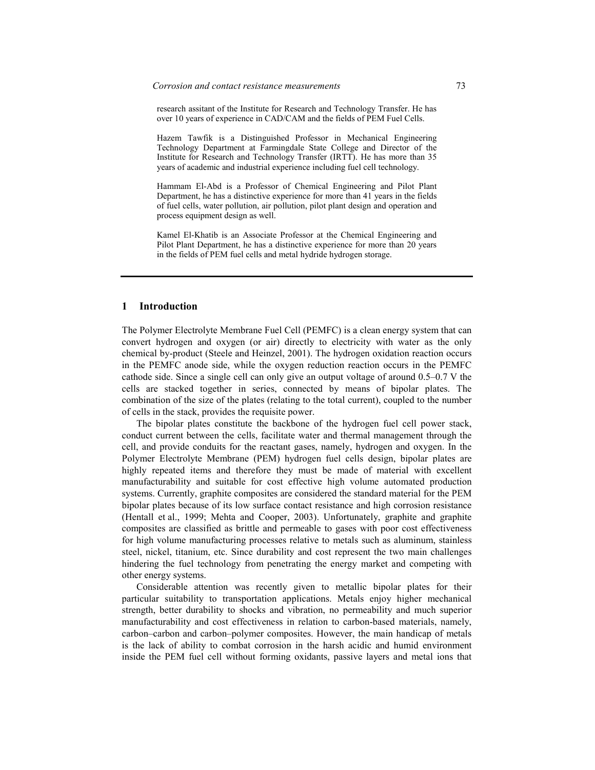research assitant of the Institute for Research and Technology Transfer. He has over 10 years of experience in CAD/CAM and the fields of PEM Fuel Cells.

Hazem Tawfik is a Distinguished Professor in Mechanical Engineering Technology Department at Farmingdale State College and Director of the Institute for Research and Technology Transfer (IRTT). He has more than 35 years of academic and industrial experience including fuel cell technology.

Hammam El-Abd is a Professor of Chemical Engineering and Pilot Plant Department, he has a distinctive experience for more than 41 years in the fields of fuel cells, water pollution, air pollution, pilot plant design and operation and process equipment design as well.

Kamel El-Khatib is an Associate Professor at the Chemical Engineering and Pilot Plant Department, he has a distinctive experience for more than 20 years in the fields of PEM fuel cells and metal hydride hydrogen storage.

---

## 1 Introduction

The Polymer Electrolyte Membrane Fuel Cell (PEMFC) is a clean energy system that can convert hydrogen and oxygen (or air) directly to electricity with water as the only chemical by-product (Steele and Heinzel, 2001). The hydrogen oxidation reaction occurs in the PEMFC anode side, while the oxygen reduction reaction occurs in the PEMFC cathode side. Since a single cell can only give an output voltage of around 0.5–0.7 V the cells are stacked together in series, connected by means of bipolar plates. The combination of the size of the plates (relating to the total current), coupled to the number of cells in the stack, provides the requisite power.

The bipolar plates constitute the backbone of the hydrogen fuel cell power stack, conduct current between the cells, facilitate water and thermal management through the cell, and provide conduits for the reactant gases, namely, hydrogen and oxygen. In the Polymer Electrolyte Membrane (PEM) hydrogen fuel cells design, bipolar plates are highly repeated items and therefore they must be made of material with excellent manufacturability and suitable for cost effective high volume automated production systems. Currently, graphite composites are considered the standard material for the PEM bipolar plates because of its low surface contact resistance and high corrosion resistance (Hentall et al., 1999; Mehta and Cooper, 2003). Unfortunately, graphite and graphite composites are classified as brittle and permeable to gases with poor cost effectiveness for high volume manufacturing processes relative to metals such as aluminum, stainless steel, nickel, titanium, etc. Since durability and cost represent the two main challenges hindering the fuel technology from penetrating the energy market and competing with other energy systems.

Considerable attention was recently given to metallic bipolar plates for their particular suitability to transportation applications. Metals enjoy higher mechanical strength, better durability to shocks and vibration, no permeability and much superior manufacturability and cost effectiveness in relation to carbon-based materials, namely, carbon–carbon and carbon–polymer composites. However, the main handicap of metals is the lack of ability to combat corrosion in the harsh acidic and humid environment inside the PEM fuel cell without forming oxidants, passive layers and metal ions that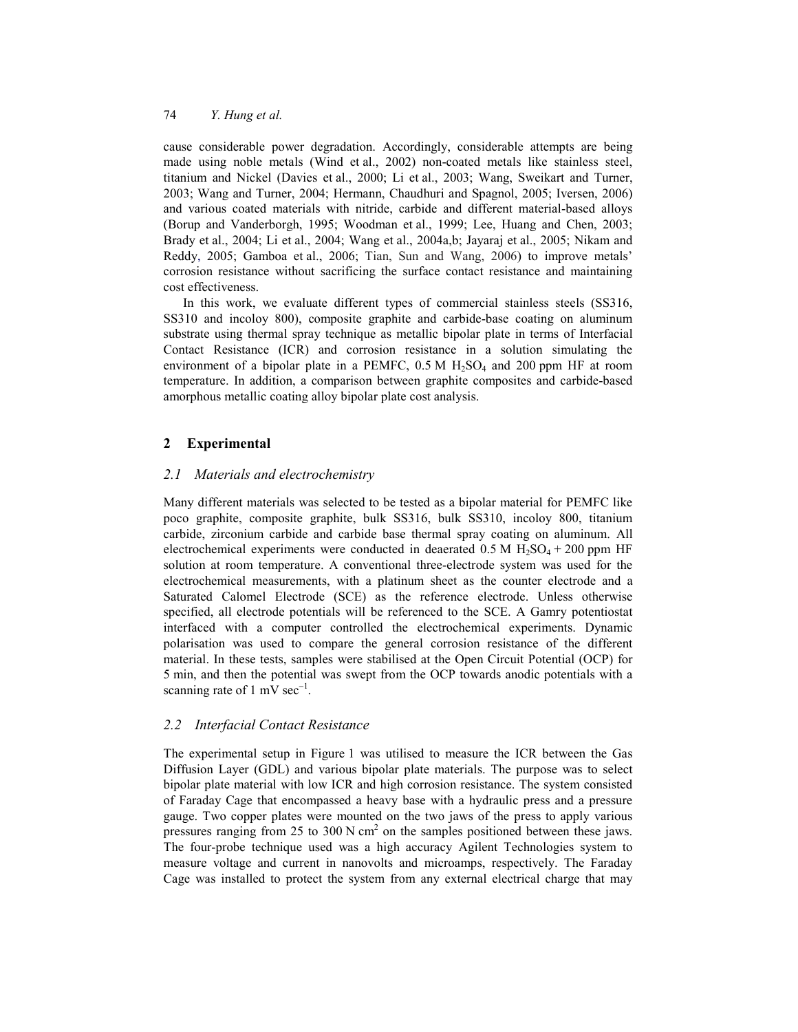cause considerable power degradation. Accordingly, considerable attempts are being made using noble metals (Wind et al., 2002) non-coated metals like stainless steel, titanium and Nickel (Davies et al., 2000; Li et al., 2003; Wang, Sweikart and Turner, 2003; Wang and Turner, 2004; Hermann, Chaudhuri and Spagnol, 2005; Iversen, 2006) and various coated materials with nitride, carbide and different material-based alloys (Borup and Vanderborgh, 1995; Woodman et al., 1999; Lee, Huang and Chen, 2003; Brady et al., 2004; Li et al., 2004; Wang et al., 2004a,b; Jayaraj et al., 2005; Nikam and Reddy, 2005; Gamboa et al., 2006; Tian, Sun and Wang, 2006) to improve metals' corrosion resistance without sacrificing the surface contact resistance and maintaining cost effectiveness.

In this work, we evaluate different types of commercial stainless steels (SS316, SS310 and incoloy 800), composite graphite and carbide-base coating on aluminum substrate using thermal spray technique as metallic bipolar plate in terms of Interfacial Contact Resistance (ICR) and corrosion resistance in a solution simulating the environment of a bipolar plate in a PEMFC, 0.5 M $H_2SO_4$ and 200 ppm HF at room temperature. In addition, a comparison between graphite composites and carbide-based amorphous metallic coating alloy bipolar plate cost analysis.

## 2 Experimental

### 2.1 Materials and electrochemistry

Many different materials was selected to be tested as a bipolar material for PEMFC like poco graphite, composite graphite, bulk SS316, bulk SS310, incoloy 800, titanium carbide, zirconium carbide and carbide base thermal spray coating on aluminum. All electrochemical experiments were conducted in deaerated 0.5 M $H_2SO_4$ + 200 ppm HF solution at room temperature. A conventional three-electrode system was used for the electrochemical measurements, with a platinum sheet as the counter electrode and a Saturated Calomel Electrode (SCE) as the reference electrode. Unless otherwise specified, all electrode potentials will be referenced to the SCE. A Gamry potentiostat interfaced with a computer controlled the electrochemical experiments. Dynamic polarisation was used to compare the general corrosion resistance of the different material. In these tests, samples were stabilised at the Open Circuit Potential (OCP) for 5 min, and then the potential was swept from the OCP towards anodic potentials with a scanning rate of 1 mV $sec^{-1}$.

### 2.2 Interfacial Contact Resistance

The experimental setup in Figure 1 was utilised to measure the ICR between the Gas Diffusion Layer (GDL) and various bipolar plate materials. The purpose was to select bipolar plate material with low ICR and high corrosion resistance. The system consisted of Faraday Cage that encompassed a heavy base with a hydraulic press and a pressure gauge. Two copper plates were mounted on the two jaws of the press to apply various pressures ranging from 25 to 300 N $cm^2$ on the samples positioned between these jaws. The four-probe technique used was a high accuracy Agilent Technologies system to measure voltage and current in nanovolts and microamps, respectively. The Faraday Cage was installed to protect the system from any external electrical charge that may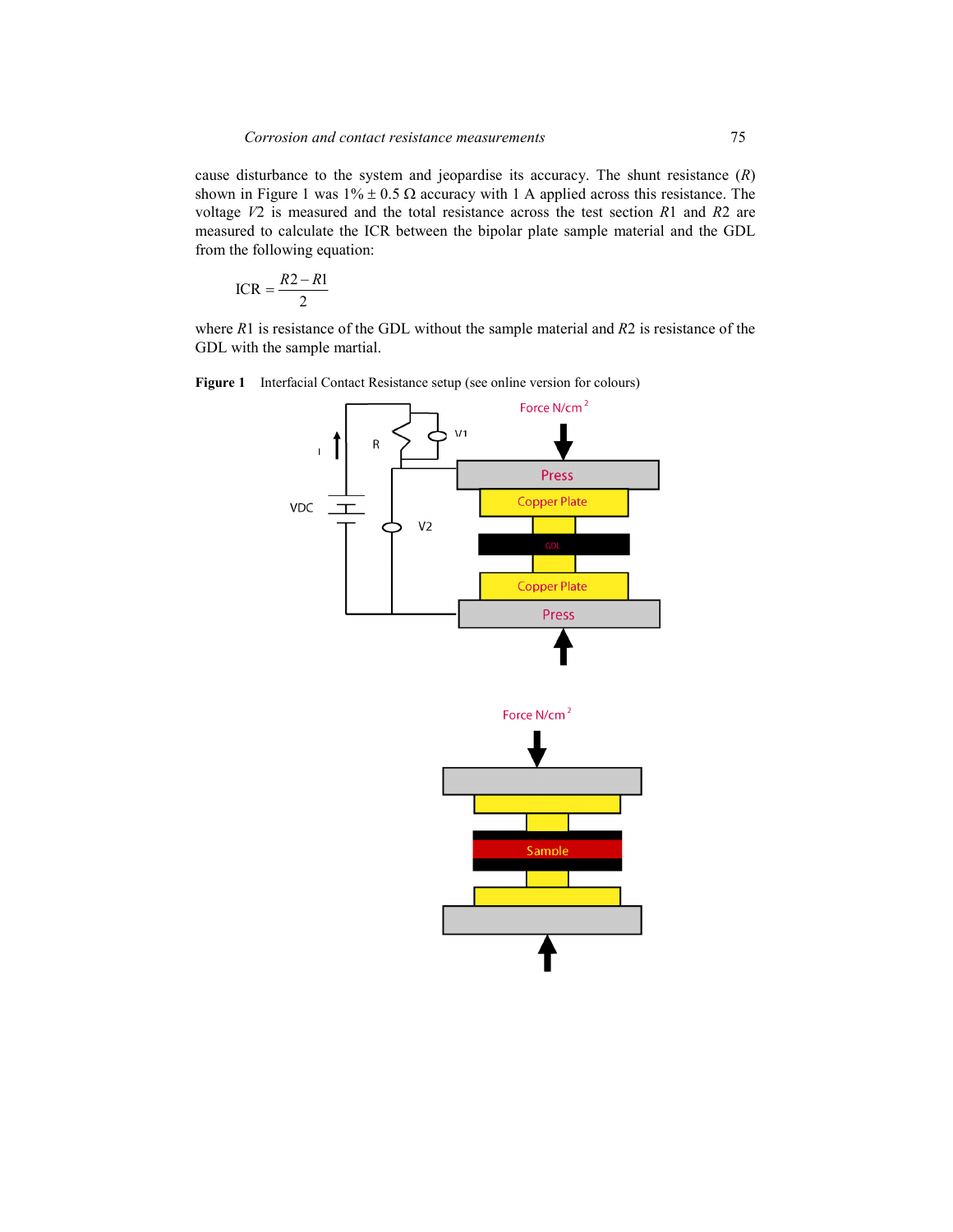cause disturbance to the system and jeopardise its accuracy. The shunt resistance ($R$) shown in Figure 1 was 1% ± 0.5 Ω accuracy with 1 A applied across this resistance. The voltage $V2$ is measured and the total resistance across the test section $R1$ and $R2$ are measured to calculate the ICR between the bipolar plate sample material and the GDL from the following equation:

$$\text{ICR} = \frac{R2 - R1}{2}$$

where $R1$ is resistance of the GDL without the sample material and $R2$ is resistance of the GDL with the sample martial.

**Figure 1** Interfacial Contact Resistance setup (see online version for colours)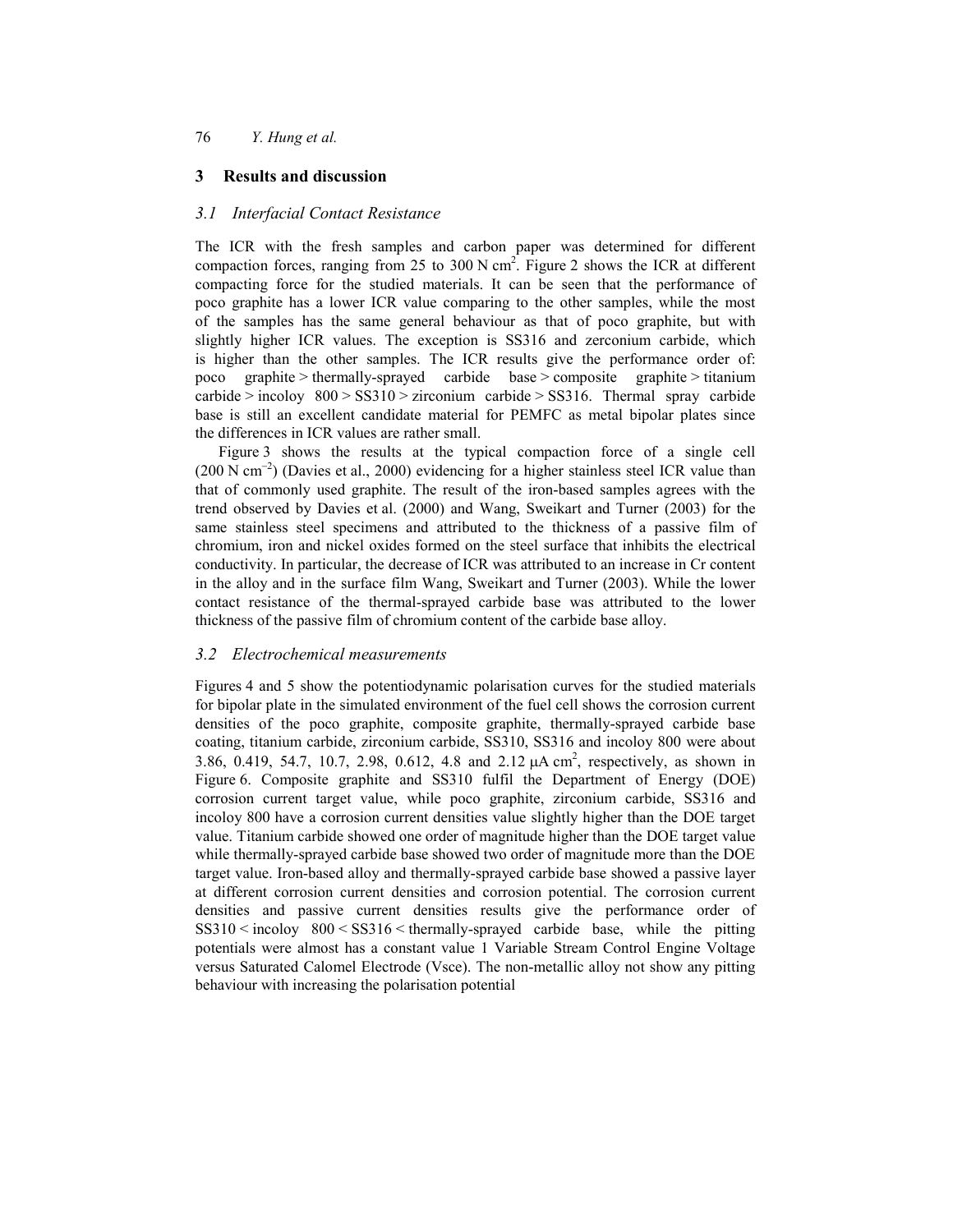## 3 Results and discussion

### *3.1 Interfacial Contact Resistance*

The ICR with the fresh samples and carbon paper was determined for different compaction forces, ranging from 25 to 300 N $cm^2$. Figure 2 shows the ICR at different compacting force for the studied materials. It can be seen that the performance of poco graphite has a lower ICR value comparing to the other samples, while the most of the samples has the same general behaviour as that of poco graphite, but with slightly higher ICR values. The exception is SS316 and zerconium carbide, which is higher than the other samples. The ICR results give the performance order of: poco graphite > thermally-sprayed carbide base > composite graphite > titanium carbide > incoloy 800 > SS310 > zirconium carbide > SS316. Thermal spray carbide base is still an excellent candidate material for PEMFC as metal bipolar plates since the differences in ICR values are rather small.

Figure 3 shows the results at the typical compaction force of a single cell (200 N $cm^{-2}$) (Davies et al., 2000) evidencing for a higher stainless steel ICR value than that of commonly used graphite. The result of the iron-based samples agrees with the trend observed by Davies et al. (2000) and Wang, Sweikart and Turner (2003) for the same stainless steel specimens and attributed to the thickness of a passive film of chromium, iron and nickel oxides formed on the steel surface that inhibits the electrical conductivity. In particular, the decrease of ICR was attributed to an increase in Cr content in the alloy and in the surface film Wang, Sweikart and Turner (2003). While the lower contact resistance of the thermal-sprayed carbide base was attributed to the lower thickness of the passive film of chromium content of the carbide base alloy.

### *3.2 Electrochemical measurements*

Figures 4 and 5 show the potentiodynamic polarisation curves for the studied materials for bipolar plate in the simulated environment of the fuel cell shows the corrosion current densities of the poco graphite, composite graphite, thermally-sprayed carbide base coating, titanium carbide, zirconium carbide, SS310, SS316 and incoloy 800 were about 3.86, 0.419, 54.7, 10.7, 2.98, 0.612, 4.8 and 2.12 $\mu A\ cm^2$, respectively, as shown in Figure 6. Composite graphite and SS310 fulfil the Department of Energy (DOE) corrosion current target value, while poco graphite, zirconium carbide, SS316 and incoloy 800 have a corrosion current densities value slightly higher than the DOE target value. Titanium carbide showed one order of magnitude higher than the DOE target value while thermally-sprayed carbide base showed two order of magnitude more than the DOE target value. Iron-based alloy and thermally-sprayed carbide base showed a passive layer at different corrosion current densities and corrosion potential. The corrosion current densities and passive current densities results give the performance order of SS310 < incoloy 800 < SS316 < thermally-sprayed carbide base, while the pitting potentials were almost has a constant value 1 Variable Stream Control Engine Voltage versus Saturated Calomel Electrode (Vsce). The non-metallic alloy not show any pitting behaviour with increasing the polarisation potential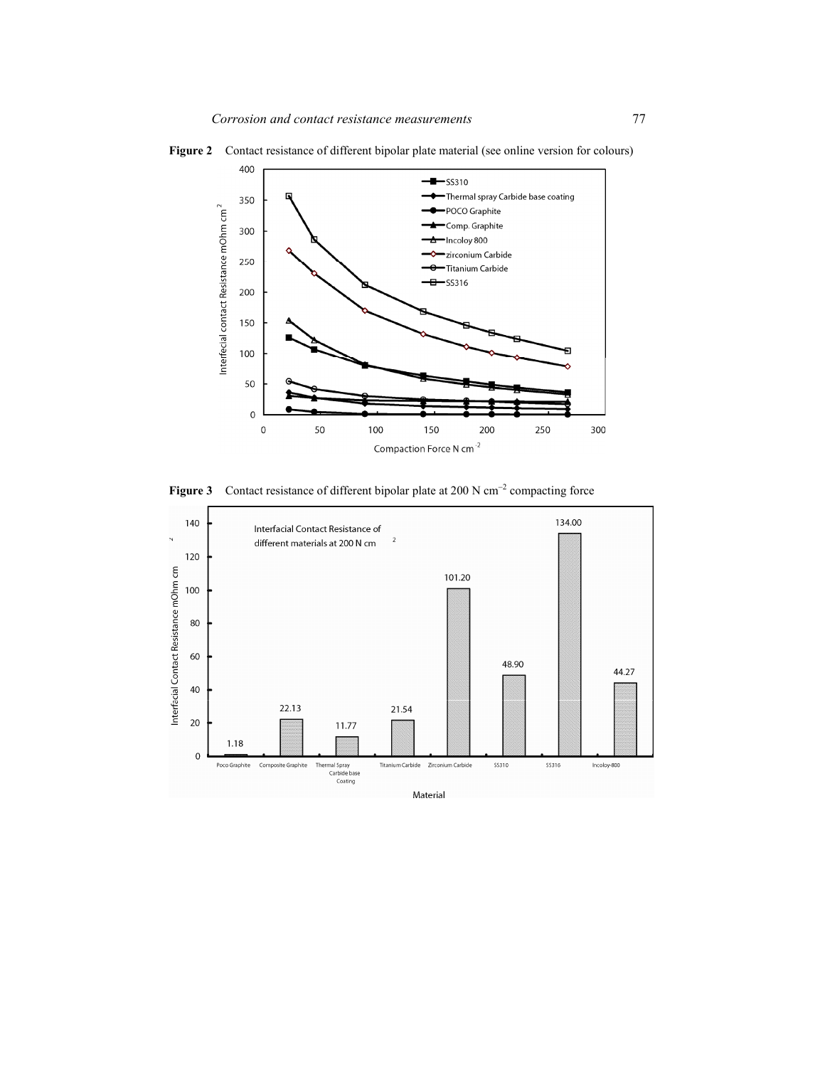**Figure 2** Contact resistance of different bipolar plate material (see online version for colours)

**Figure 3** Contact resistance of different bipolar plate at 200 N $cm^{-2}$ compacting force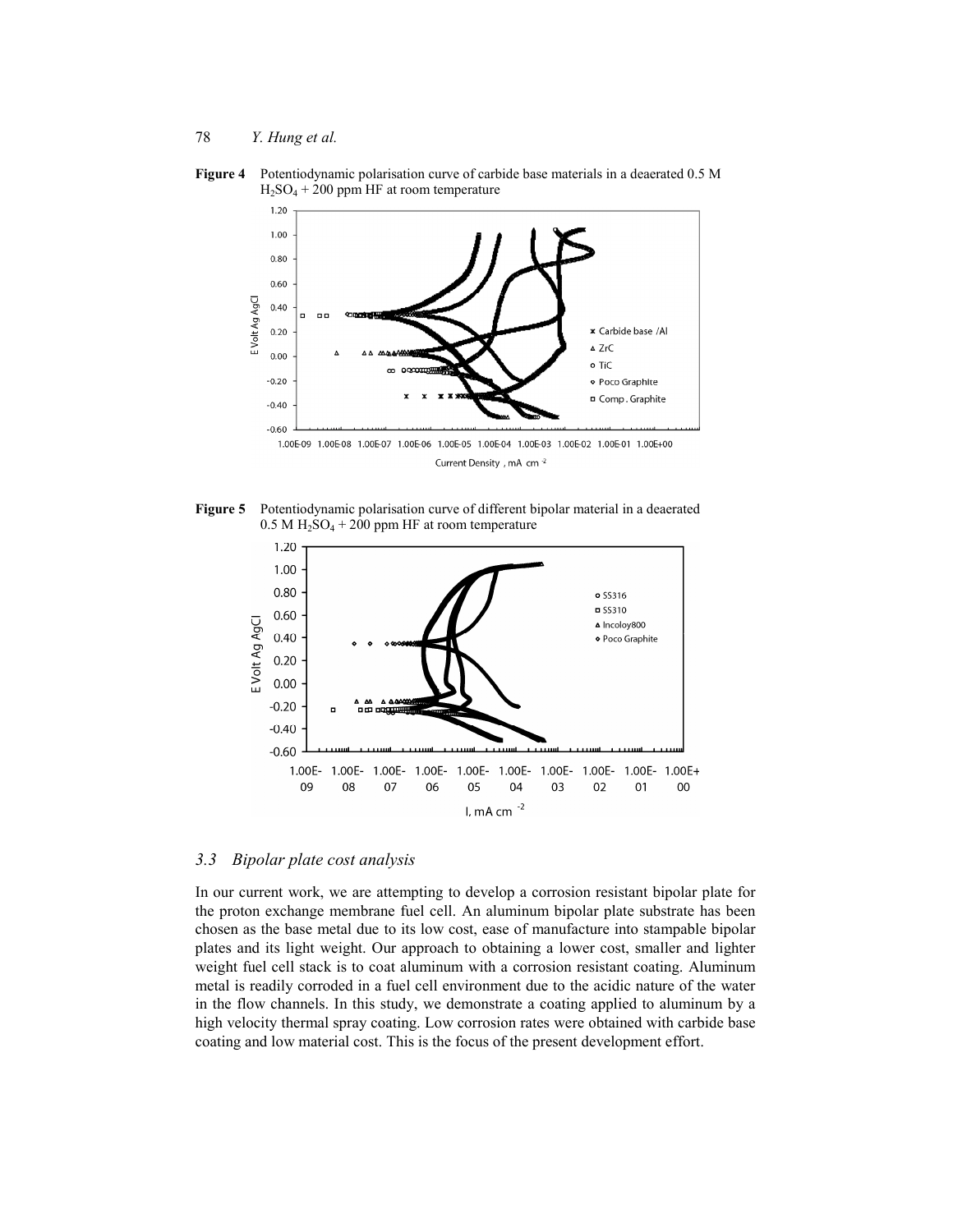**Figure 4** Potentiodynamic polarisation curve of carbide base materials in a deaerated 0.5 M $H_2SO_4$ + 200 ppm HF at room temperature

**Figure 5** Potentiodynamic polarisation curve of different bipolar material in a deaerated 0.5 M $H_2SO_4$ + 200 ppm HF at room temperature

### 3.3 *Bipolar plate cost analysis*

In our current work, we are attempting to develop a corrosion resistant bipolar plate for the proton exchange membrane fuel cell. An aluminum bipolar plate substrate has been chosen as the base metal due to its low cost, ease of manufacture into stampable bipolar plates and its light weight. Our approach to obtaining a lower cost, smaller and lighter weight fuel cell stack is to coat aluminum with a corrosion resistant coating. Aluminum metal is readily corroded in a fuel cell environment due to the acidic nature of the water in the flow channels. In this study, we demonstrate a coating applied to aluminum by a high velocity thermal spray coating. Low corrosion rates were obtained with carbide base coating and low material cost. This is the focus of the present development effort.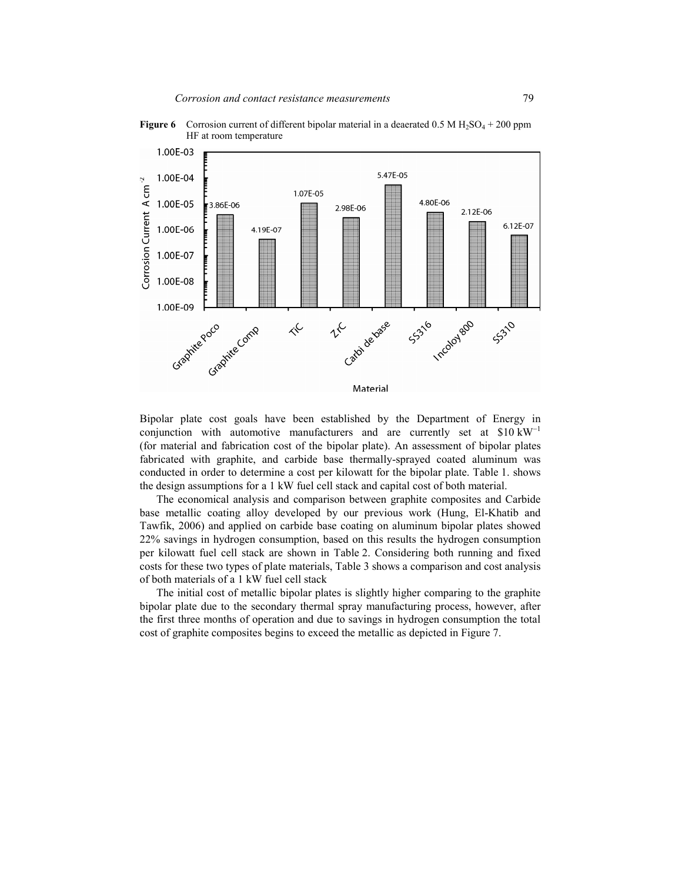**Figure 6** Corrosion current of different bipolar material in a deaerated 0.5 M $H_2SO_4$ + 200 ppm HF at room temperature

Bipolar plate cost goals have been established by the Department of Energy in conjunction with automotive manufacturers and are currently set at $\$10\ kW^{-1}$ (for material and fabrication cost of the bipolar plate). An assessment of bipolar plates fabricated with graphite, and carbide base thermally-sprayed coated aluminum was conducted in order to determine a cost per kilowatt for the bipolar plate. Table 1. shows the design assumptions for a 1 kW fuel cell stack and capital cost of both material.

The economical analysis and comparison between graphite composites and Carbide base metallic coating alloy developed by our previous work (Hung, El-Khatib and Tawfik, 2006) and applied on carbide base coating on aluminum bipolar plates showed 22% savings in hydrogen consumption, based on this results the hydrogen consumption per kilowatt fuel cell stack are shown in Table 2. Considering both running and fixed costs for these two types of plate materials, Table 3 shows a comparison and cost analysis of both materials of a 1 kW fuel cell stack

The initial cost of metallic bipolar plates is slightly higher comparing to the graphite bipolar plate due to the secondary thermal spray manufacturing process, however, after the first three months of operation and due to savings in hydrogen consumption the total cost of graphite composites begins to exceed the metallic as depicted in Figure 7.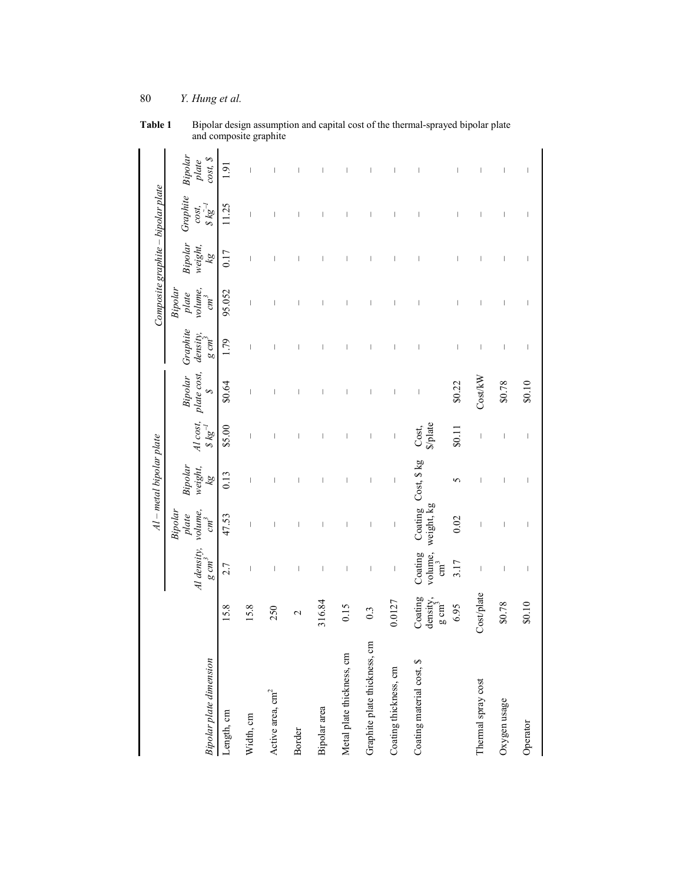**Table 1** Bipolar design assumption and capital cost of the thermal-sprayed bipolar plate and composite graphite

| | | Al – metal bipolar plate | | | | | Composite graphite – bipolar plate | | | | |
|---|---|---|---|---|---|---|---|---|---|---|---|
| *Bipolar plate dimension* | | *Al density, g cm$^{3}$* | *Bipolar plate volume, cm$^{3}$* | *Bipolar weight, kg* | *Al cost, \$ kg$^{-1}$* | *Bipolar plate cost, \$* | *Graphite density, g cm$^{3}$* | *Bipolar plate volume, cm$^{3}$* | *Bipolar weight, kg* | *Graphite cost, \$ kg$^{-1}$* | *Bipolar plate cost, \$* |
| Length, cm | 15.8 | 2.7 | 47.53 | 0.13 | \$5.00 | \$0.64 | 1.79 | 95.052 | 0.17 | 11.25 | 1.91 |
| Width, cm | 15.8 | – | – | – | – | – | – | – | – | – | – |
| Active area, cm$^{2}$ | 250 | – | – | – | – | – | – | – | – | – | – |
| Border | 2 | – | – | – | – | – | – | – | – | – | – |
| Bipolar area | 316.84 | – | – | – | – | – | – | – | – | – | – |
| Metal plate thickness, cm | 0.15 | – | – | – | – | – | – | – | – | – | – |
| Graphite plate thickness, cm | 0.3 | – | – | – | – | – | – | – | – | – | – |
| Coating thickness, cm | 0.0127 | – | – | – | – | – | – | – | – | – | – |
| Coating material cost, \$ | Coating density, g cm$^{3}$ | Coating volume, cm$^{3}$ | Coating weight, kg | Cost, \$ kg | Cost, \$/plate | – | – | – | – | – | – |
| | 6.95 | 3.17 | 0.02 | 5 | \$0.11 | \$0.22 | – | – | – | – | – |
| Thermal spray cost | Cost/plate | – | – | – | – | Cost/kW | – | – | – | – | – |
| Oxygen usage | \$0.78 | – | – | – | – | \$0.78 | – | – | – | – | – |
| Operator | \$0.10 | – | – | – | – | \$0.10 | – | – | – | – | – |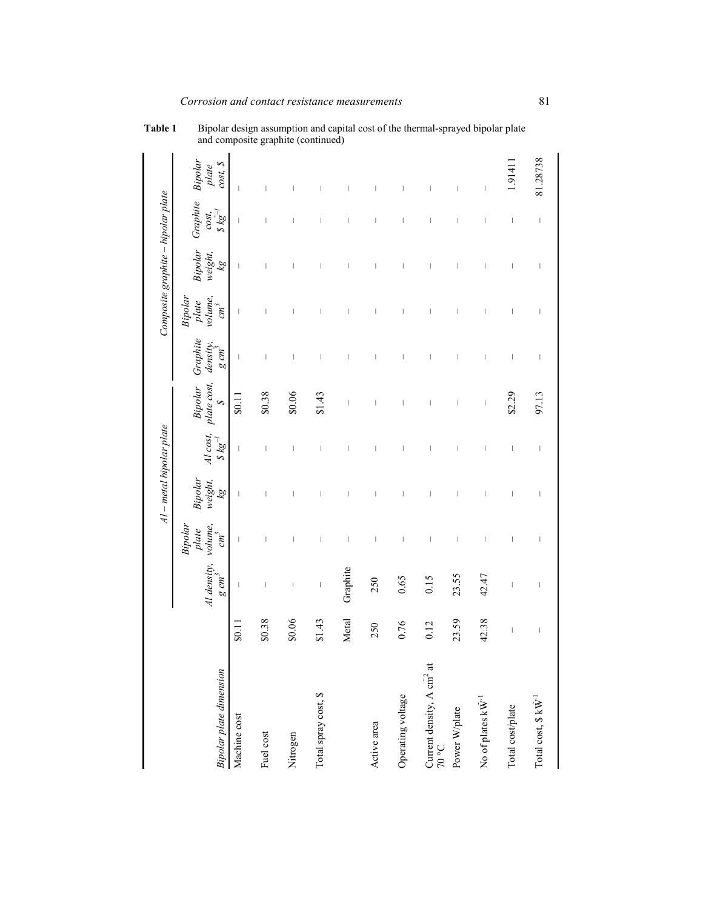**Table 1** Bipolar design assumption and capital cost of the thermal-sprayed bipolar plate and composite graphite (continued)

| *Bipolar plate dimension* | | *Al – metal bipolar plate* | | | | | *Composite graphite – bipolar plate* | | | | |
|---|---|---|---|---|---|---|---|---|---|---|---|
| | | *Al density, g cm⁻³* | *Bipolar plate volume, cm³* | *Bipolar weight, kg* | *Al cost, \$ kg⁻¹* | *Bipolar plate cost, \$* | *Graphite density, g cm⁻³* | *Bipolar plate volume, cm³* | *Bipolar weight, kg* | *Graphite cost, \$ kg⁻¹* | *Bipolar plate cost, \$* |
| Machine cost | \$0.11 | – | – | – | – | \$0.11 | – | – | – | – | – |
| Fuel cost | \$0.38 | – | – | – | – | \$0.38 | – | – | – | – | – |
| Nitrogen | \$0.06 | – | – | – | – | \$0.06 | – | – | – | – | – |
| Total spray cost, \$ | \$1.43 | – | – | – | – | \$1.43 | – | – | – | – | – |
| | Metal | Graphite | – | – | – | – | – | – | – | – | – |
| Active area | 250 | 250 | – | – | – | – | – | – | – | – | – |
| Operating voltage | 0.76 | 0.65 | – | – | – | – | – | – | – | – | – |
| Current density, A cm⁻² at 70 °C | 0.12 | 0.15 | – | – | – | – | – | – | – | – | – |
| Power W/plate | 23.59 | 23.55 | – | – | – | – | – | – | – | – | – |
| No of plates kW⁻¹ | 42.38 | 42.47 | – | – | – | – | – | – | – | – | – |
| Total cost/plate | – | – | – | – | – | \$2.29 | – | – | – | – | 1.91411 |
| Total cost, \$ kW⁻¹ | – | – | – | – | – | 97.13 | – | – | – | – | 81.28738 |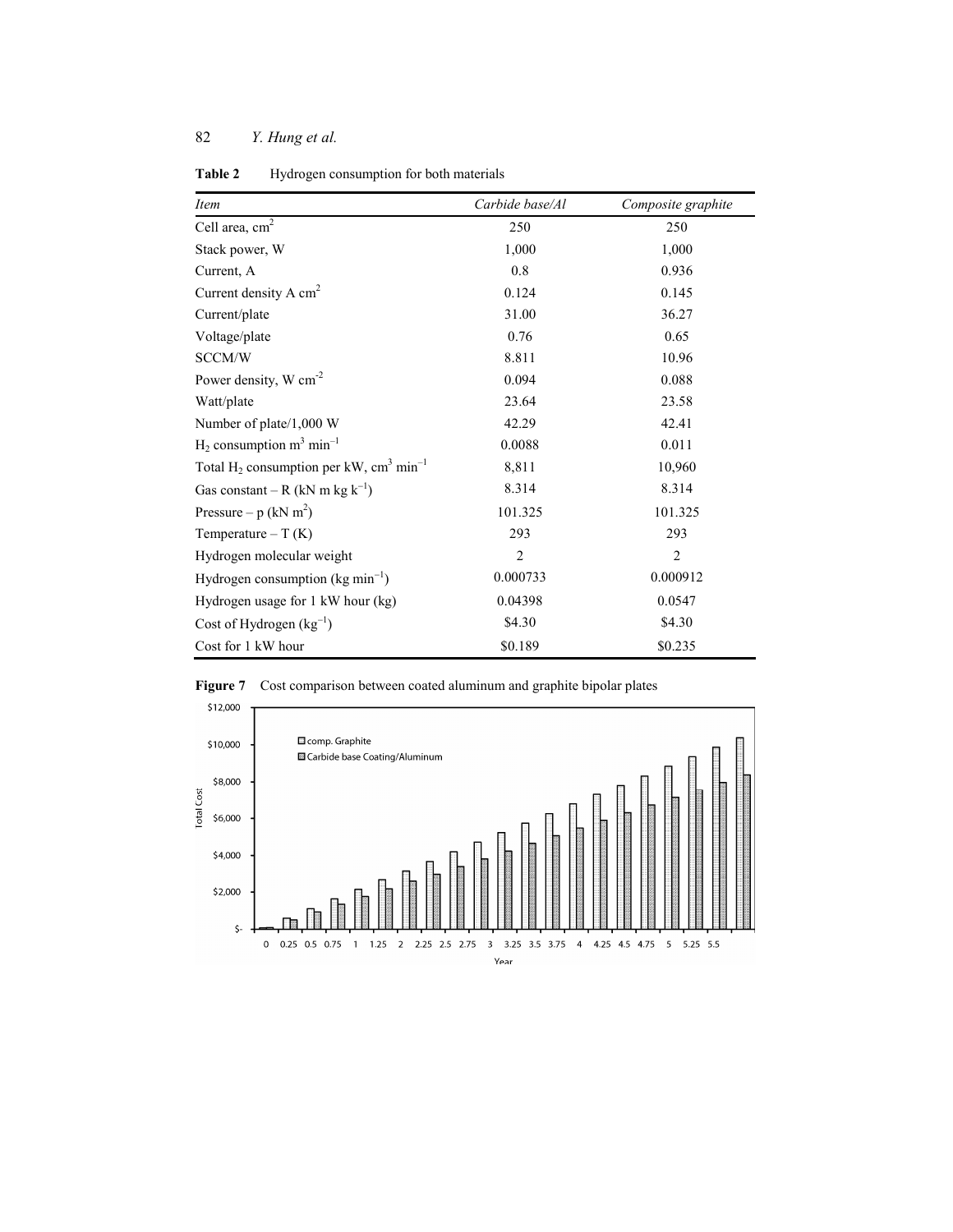**Table 2** Hydrogen consumption for both materials

| *Item* | *Carbide base/Al* | *Composite graphite* |
|---|---|---|
| Cell area, $cm^2$ | 250 | 250 |
| Stack power, W | 1,000 | 1,000 |
| Current, A | 0.8 | 0.936 |
| Current density A $cm^2$ | 0.124 | 0.145 |
| Current/plate | 31.00 | 36.27 |
| Voltage/plate | 0.76 | 0.65 |
| SCCM/W | 8.811 | 10.96 |
| Power density, W $cm^{-2}$ | 0.094 | 0.088 |
| Watt/plate | 23.64 | 23.58 |
| Number of plate/1,000 W | 42.29 | 42.41 |
| $H_2$ consumption $m^3$ $min^{-1}$ | 0.0088 | 0.011 |
| Total $H_2$ consumption per kW, $cm^3$ $min^{-1}$ | 8,811 | 10,960 |
| Gas constant – R (kN m kg $k^{-1}$) | 8.314 | 8.314 |
| Pressure – p (kN $m^2$) | 101.325 | 101.325 |
| Temperature – T (K) | 293 | 293 |
| Hydrogen molecular weight | 2 | 2 |
| Hydrogen consumption (kg $min^{-1}$) | 0.000733 | 0.000912 |
| Hydrogen usage for 1 kW hour (kg) | 0.04398 | 0.0547 |
| Cost of Hydrogen ($kg^{-1}$) | $4.30 | $4.30 |
| Cost for 1 kW hour | $0.189 | $0.235 |

**Figure 7** Cost comparison between coated aluminum and graphite bipolar plates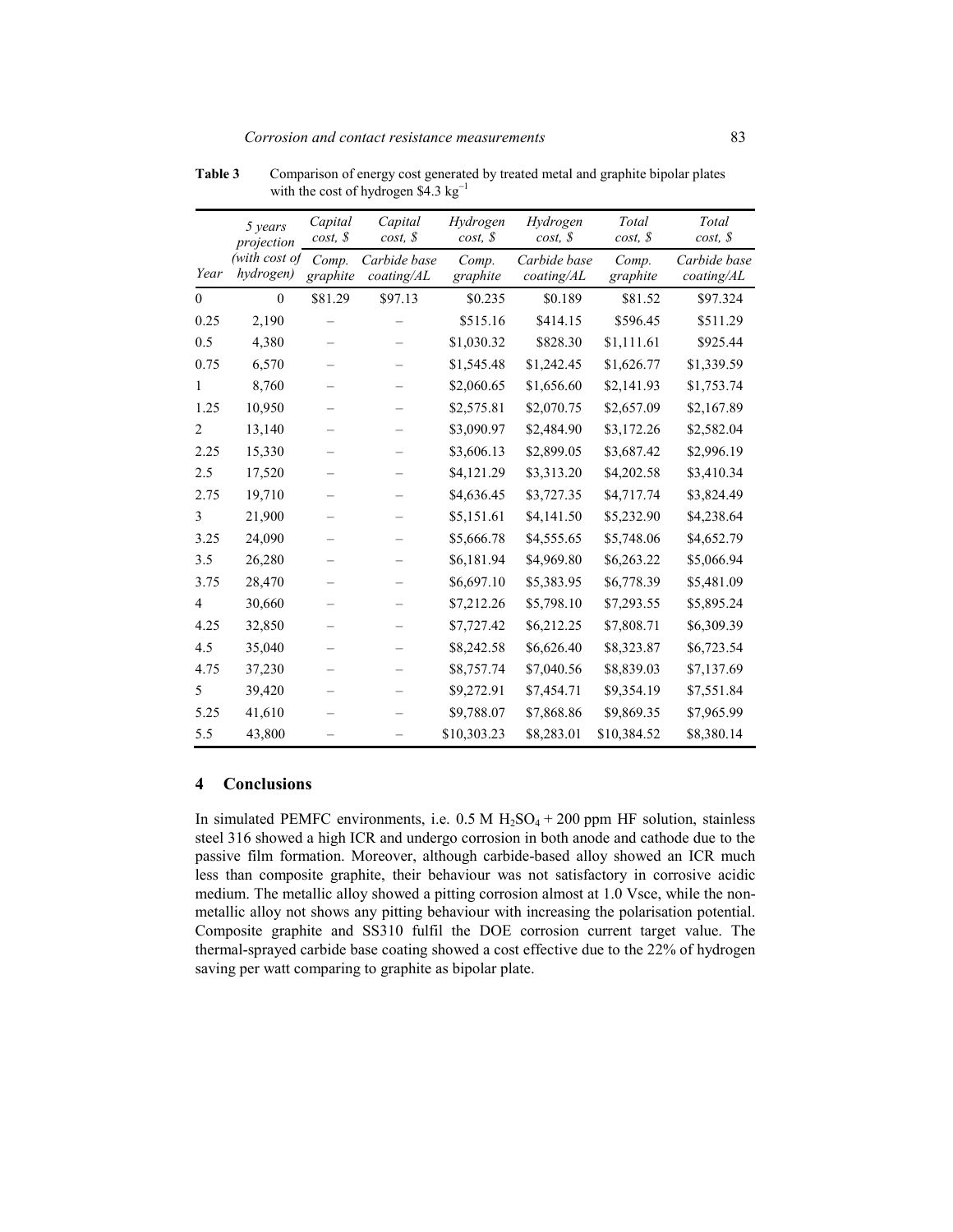**Table 3** Comparison of energy cost generated by treated metal and graphite bipolar plates with the cost of hydrogen $4.3 $kg^{-1}$

| Year | *5 years projection (with cost of hydrogen)* | *Capital cost, $* | *Capital cost, $* | *Hydrogen cost, $* | *Hydrogen cost, $* | *Total cost, $* | *Total cost, $* |
|---|---|---|---|---|---|---|---|
| | | *Comp. graphite* | *Carbide base coating/AL* | *Comp. graphite* | *Carbide base coating/AL* | *Comp. graphite* | *Carbide base coating/AL* |
| 0 | 0 | $81.29 | $97.13 | $0.235 | $0.189 | $81.52 | $97.324 |
| 0.25 | 2,190 | – | – | $515.16 | $414.15 | $596.45 | $511.29 |
| 0.5 | 4,380 | – | – | $1,030.32 | $828.30 | $1,111.61 | $925.44 |
| 0.75 | 6,570 | – | – | $1,545.48 | $1,242.45 | $1,626.77 | $1,339.59 |
| 1 | 8,760 | – | – | $2,060.65 | $1,656.60 | $2,141.93 | $1,753.74 |
| 1.25 | 10,950 | – | – | $2,575.81 | $2,070.75 | $2,657.09 | $2,167.89 |
| 2 | 13,140 | – | – | $3,090.97 | $2,484.90 | $3,172.26 | $2,582.04 |
| 2.25 | 15,330 | – | – | $3,606.13 | $2,899.05 | $3,687.42 | $2,996.19 |
| 2.5 | 17,520 | – | – | $4,121.29 | $3,313.20 | $4,202.58 | $3,410.34 |
| 2.75 | 19,710 | – | – | $4,636.45 | $3,727.35 | $4,717.74 | $3,824.49 |
| 3 | 21,900 | – | – | $5,151.61 | $4,141.50 | $5,232.90 | $4,238.64 |
| 3.25 | 24,090 | – | – | $5,666.78 | $4,555.65 | $5,748.06 | $4,652.79 |
| 3.5 | 26,280 | – | – | $6,181.94 | $4,969.80 | $6,263.22 | $5,066.94 |
| 3.75 | 28,470 | – | – | $6,697.10 | $5,383.95 | $6,778.39 | $5,481.09 |
| 4 | 30,660 | – | – | $7,212.26 | $5,798.10 | $7,293.55 | $5,895.24 |
| 4.25 | 32,850 | – | – | $7,727.42 | $6,212.25 | $7,808.71 | $6,309.39 |
| 4.5 | 35,040 | – | – | $8,242.58 | $6,626.40 | $8,323.87 | $6,723.54 |
| 4.75 | 37,230 | – | – | $8,757.74 | $7,040.56 | $8,839.03 | $7,137.69 |
| 5 | 39,420 | – | – | $9,272.91 | $7,454.71 | $9,354.19 | $7,551.84 |
| 5.25 | 41,610 | – | – | $9,788.07 | $7,868.86 | $9,869.35 | $7,965.99 |
| 5.5 | 43,800 | – | – | $10,303.23 | $8,283.01 | $10,384.52 | $8,380.14 |

## 4 Conclusions

In simulated PEMFC environments, i.e. 0.5 M $H_2SO_4$ + 200 ppm HF solution, stainless steel 316 showed a high ICR and undergo corrosion in both anode and cathode due to the passive film formation. Moreover, although carbide-based alloy showed an ICR much less than composite graphite, their behaviour was not satisfactory in corrosive acidic medium. The metallic alloy showed a pitting corrosion almost at 1.0 Vsce, while the non-metallic alloy not shows any pitting behaviour with increasing the polarisation potential. Composite graphite and SS310 fulfil the DOE corrosion current target value. The thermal-sprayed carbide base coating showed a cost effective due to the 22% of hydrogen saving per watt comparing to graphite as bipolar plate.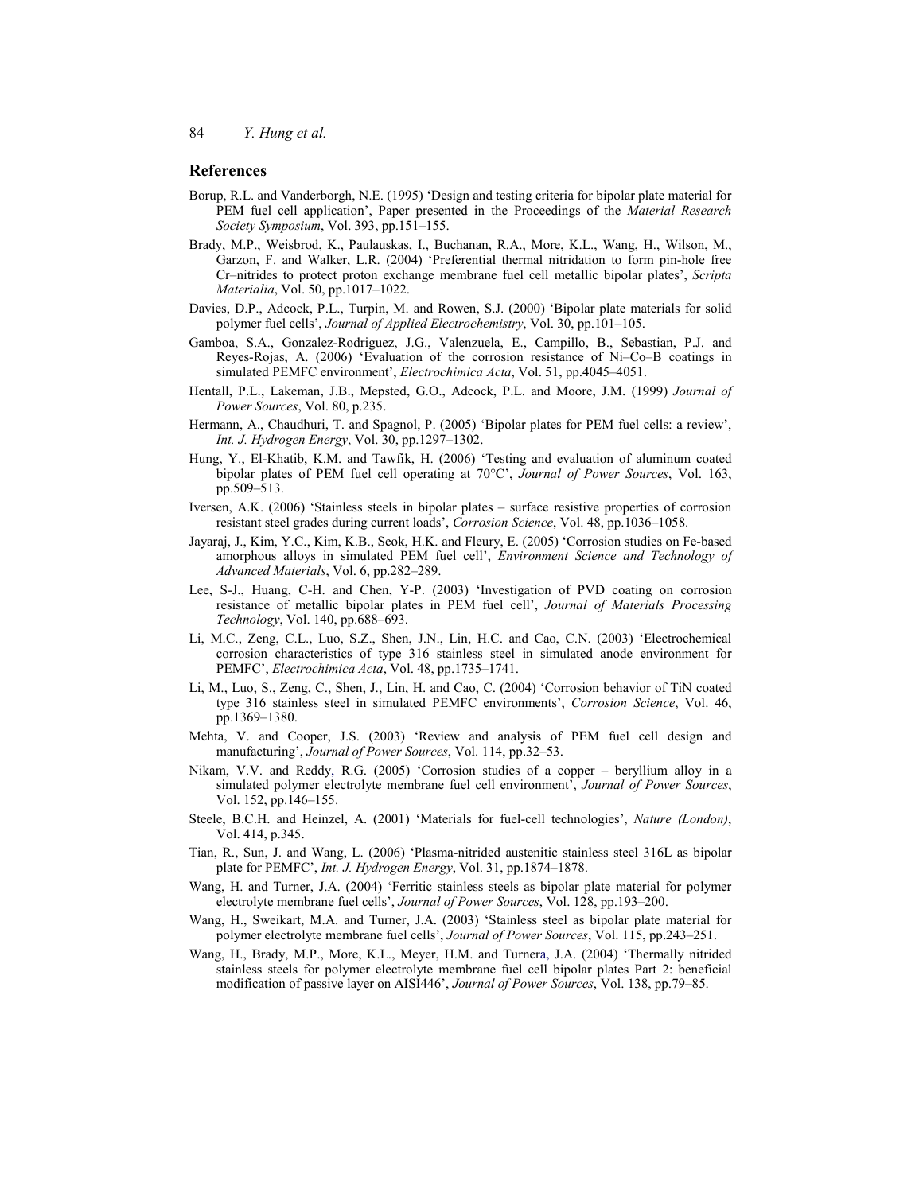## References

Borup, R.L. and Vanderborgh, N.E. (1995) 'Design and testing criteria for bipolar plate material for PEM fuel cell application', Paper presented in the Proceedings of the *Material Research Society Symposium*, Vol. 393, pp.151–155.

Brady, M.P., Weisbrod, K., Paulauskas, I., Buchanan, R.A., More, K.L., Wang, H., Wilson, M., Garzon, F. and Walker, L.R. (2004) 'Preferential thermal nitridation to form pin-hole free Cr–nitrides to protect proton exchange membrane fuel cell metallic bipolar plates', *Scripta Materialia*, Vol. 50, pp.1017–1022.

Davies, D.P., Adcock, P.L., Turpin, M. and Rowen, S.J. (2000) 'Bipolar plate materials for solid polymer fuel cells', *Journal of Applied Electrochemistry*, Vol. 30, pp.101–105.

Gamboa, S.A., Gonzalez-Rodriguez, J.G., Valenzuela, E., Campillo, B., Sebastian, P.J. and Reyes-Rojas, A. (2006) 'Evaluation of the corrosion resistance of Ni–Co–B coatings in simulated PEMFC environment', *Electrochimica Acta*, Vol. 51, pp.4045–4051.

Hentall, P.L., Lakeman, J.B., Mepsted, G.O., Adcock, P.L. and Moore, J.M. (1999) *Journal of Power Sources*, Vol. 80, p.235.

Hermann, A., Chaudhuri, T. and Spagnol, P. (2005) 'Bipolar plates for PEM fuel cells: a review', *Int. J. Hydrogen Energy*, Vol. 30, pp.1297–1302.

Hung, Y., El-Khatib, K.M. and Tawfik, H. (2006) 'Testing and evaluation of aluminum coated bipolar plates of PEM fuel cell operating at 70°C', *Journal of Power Sources*, Vol. 163, pp.509–513.

Iversen, A.K. (2006) 'Stainless steels in bipolar plates – surface resistive properties of corrosion resistant steel grades during current loads', *Corrosion Science*, Vol. 48, pp.1036–1058.

Jayaraj, J., Kim, Y.C., Kim, K.B., Seok, H.K. and Fleury, E. (2005) 'Corrosion studies on Fe-based amorphous alloys in simulated PEM fuel cell', *Environment Science and Technology of Advanced Materials*, Vol. 6, pp.282–289.

Lee, S-J., Huang, C-H. and Chen, Y-P. (2003) 'Investigation of PVD coating on corrosion resistance of metallic bipolar plates in PEM fuel cell', *Journal of Materials Processing Technology*, Vol. 140, pp.688–693.

Li, M.C., Zeng, C.L., Luo, S.Z., Shen, J.N., Lin, H.C. and Cao, C.N. (2003) 'Electrochemical corrosion characteristics of type 316 stainless steel in simulated anode environment for PEMFC', *Electrochimica Acta*, Vol. 48, pp.1735–1741.

Li, M., Luo, S., Zeng, C., Shen, J., Lin, H. and Cao, C. (2004) 'Corrosion behavior of TiN coated type 316 stainless steel in simulated PEMFC environments', *Corrosion Science*, Vol. 46, pp.1369–1380.

Mehta, V. and Cooper, J.S. (2003) 'Review and analysis of PEM fuel cell design and manufacturing', *Journal of Power Sources*, Vol. 114, pp.32–53.

Nikam, V.V. and Reddy, R.G. (2005) 'Corrosion studies of a copper – beryllium alloy in a simulated polymer electrolyte membrane fuel cell environment', *Journal of Power Sources*, Vol. 152, pp.146–155.

Steele, B.C.H. and Heinzel, A. (2001) 'Materials for fuel-cell technologies', *Nature (London)*, Vol. 414, p.345.

Tian, R., Sun, J. and Wang, L. (2006) 'Plasma-nitrided austenitic stainless steel 316L as bipolar plate for PEMFC', *Int. J. Hydrogen Energy*, Vol. 31, pp.1874–1878.

Wang, H. and Turner, J.A. (2004) 'Ferritic stainless steels as bipolar plate material for polymer electrolyte membrane fuel cells', *Journal of Power Sources*, Vol. 128, pp.193–200.

Wang, H., Sweikart, M.A. and Turner, J.A. (2003) 'Stainless steel as bipolar plate material for polymer electrolyte membrane fuel cells', *Journal of Power Sources*, Vol. 115, pp.243–251.

Wang, H., Brady, M.P., More, K.L., Meyer, H.M. and Turnera, J.A. (2004) 'Thermally nitrided stainless steels for polymer electrolyte membrane fuel cell bipolar plates Part 2: beneficial modification of passive layer on AISI446', *Journal of Power Sources*, Vol. 138, pp.79–85.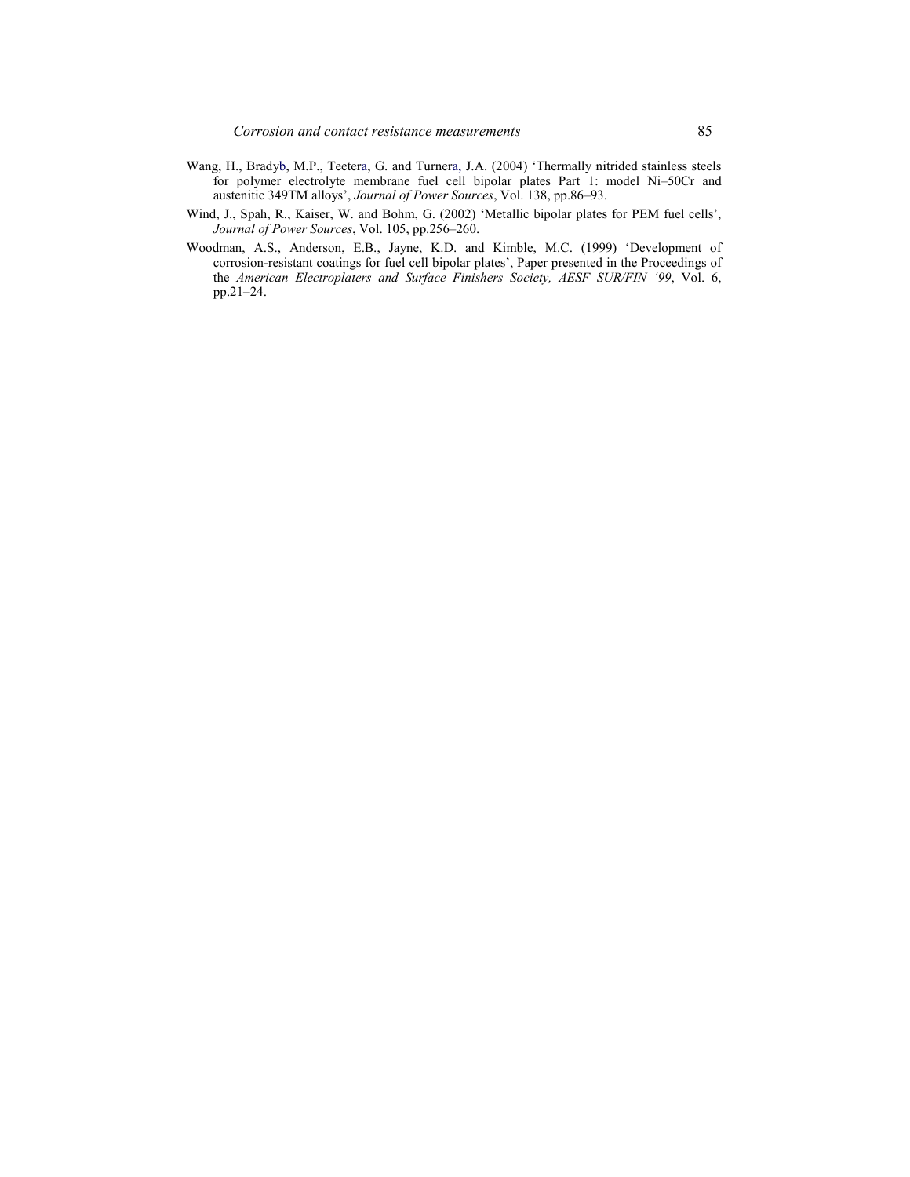Wang, H., Bradyb, M.P., Teetera, G. and Turnera, J.A. (2004) 'Thermally nitrided stainless steels for polymer electrolyte membrane fuel cell bipolar plates Part 1: model Ni–50Cr and austenitic 349TM alloys', *Journal of Power Sources*, Vol. 138, pp.86–93.

Wind, J., Spah, R., Kaiser, W. and Bohm, G. (2002) 'Metallic bipolar plates for PEM fuel cells', *Journal of Power Sources*, Vol. 105, pp.256–260.

Woodman, A.S., Anderson, E.B., Jayne, K.D. and Kimble, M.C. (1999) 'Development of corrosion-resistant coatings for fuel cell bipolar plates', Paper presented in the Proceedings of the *American Electroplaters and Surface Finishers Society, AESF SUR/FIN '99*, Vol. 6, pp.21–24.